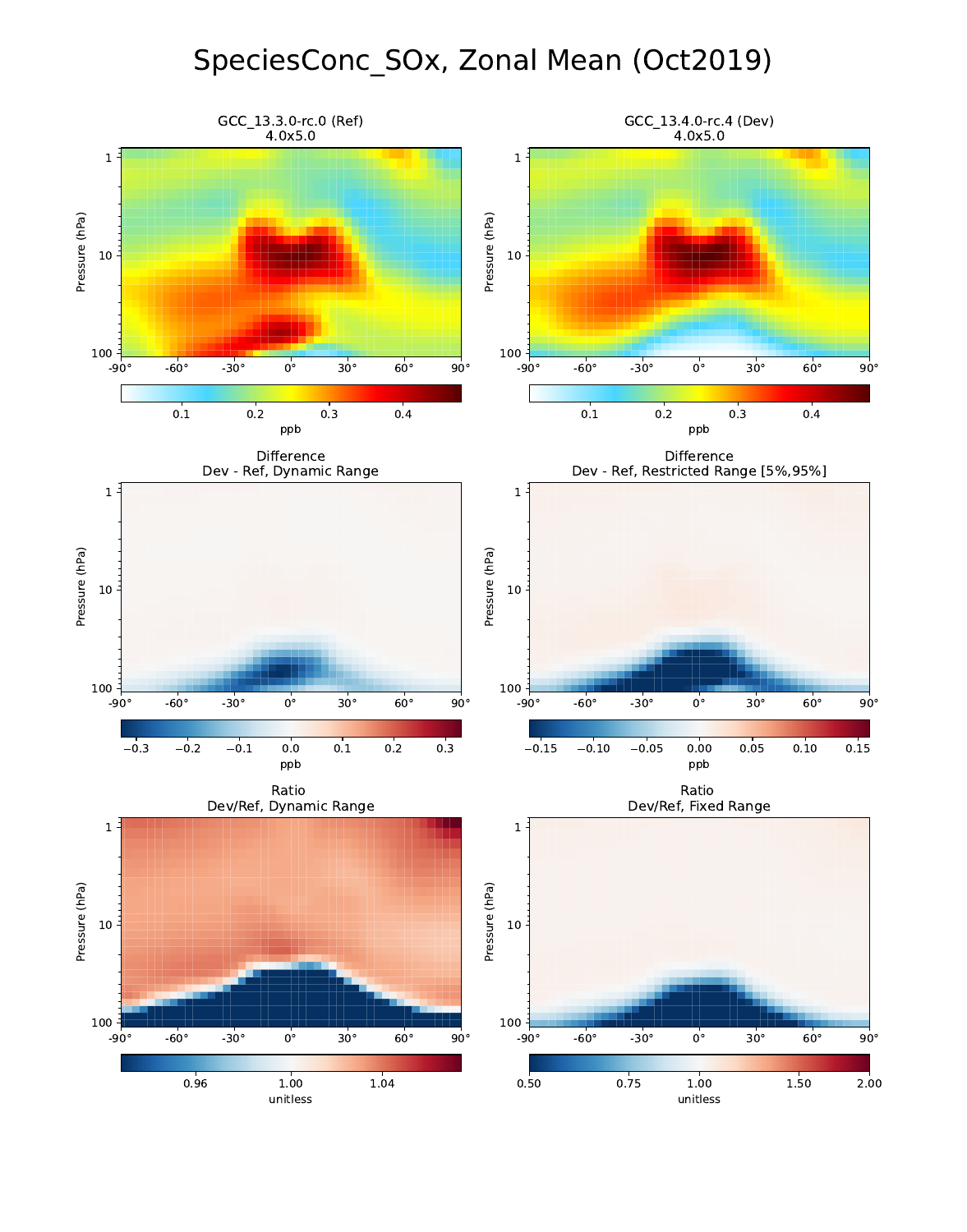# SpeciesConc_SOx, Zonal Mean (Oct2019)

GCC_13.3.0-rc.0 (Ref)
4.0x5.0

GCC_13.4.0-rc.4 (Dev)
4.0x5.0

Difference
Dev - Ref, Dynamic Range

Difference
Dev - Ref, Restricted Range [5%,95%]

Ratio
Dev/Ref, Dynamic Range

Ratio
Dev/Ref, Fixed Range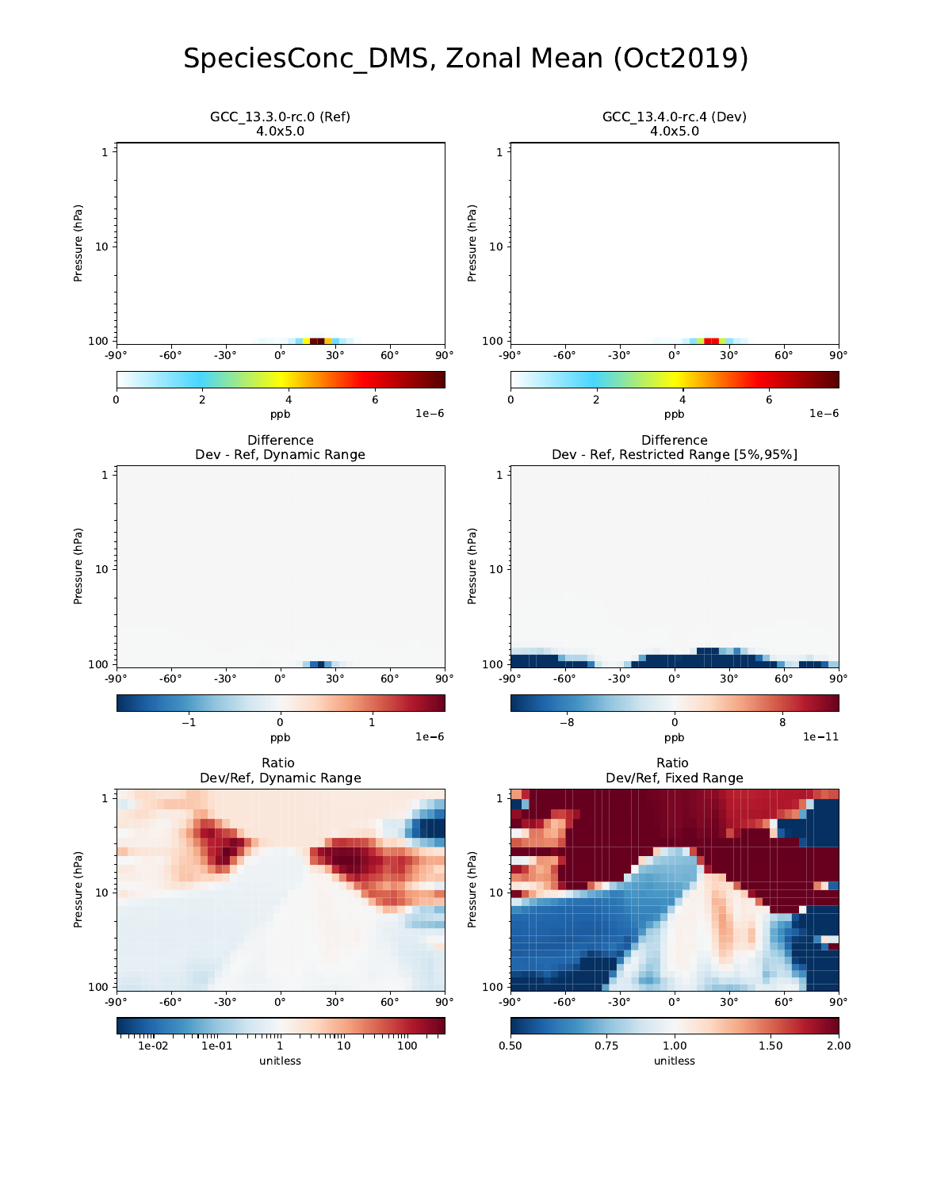# SpeciesConc_DMS, Zonal Mean (Oct2019)

GCC_13.3.0-rc.0 (Ref)
4.0x5.0

GCC_13.4.0-rc.4 (Dev)
4.0x5.0

Difference
Dev - Ref, Dynamic Range

Difference
Dev - Ref, Restricted Range [5%,95%]

Ratio
Dev/Ref, Dynamic Range

Ratio
Dev/Ref, Fixed Range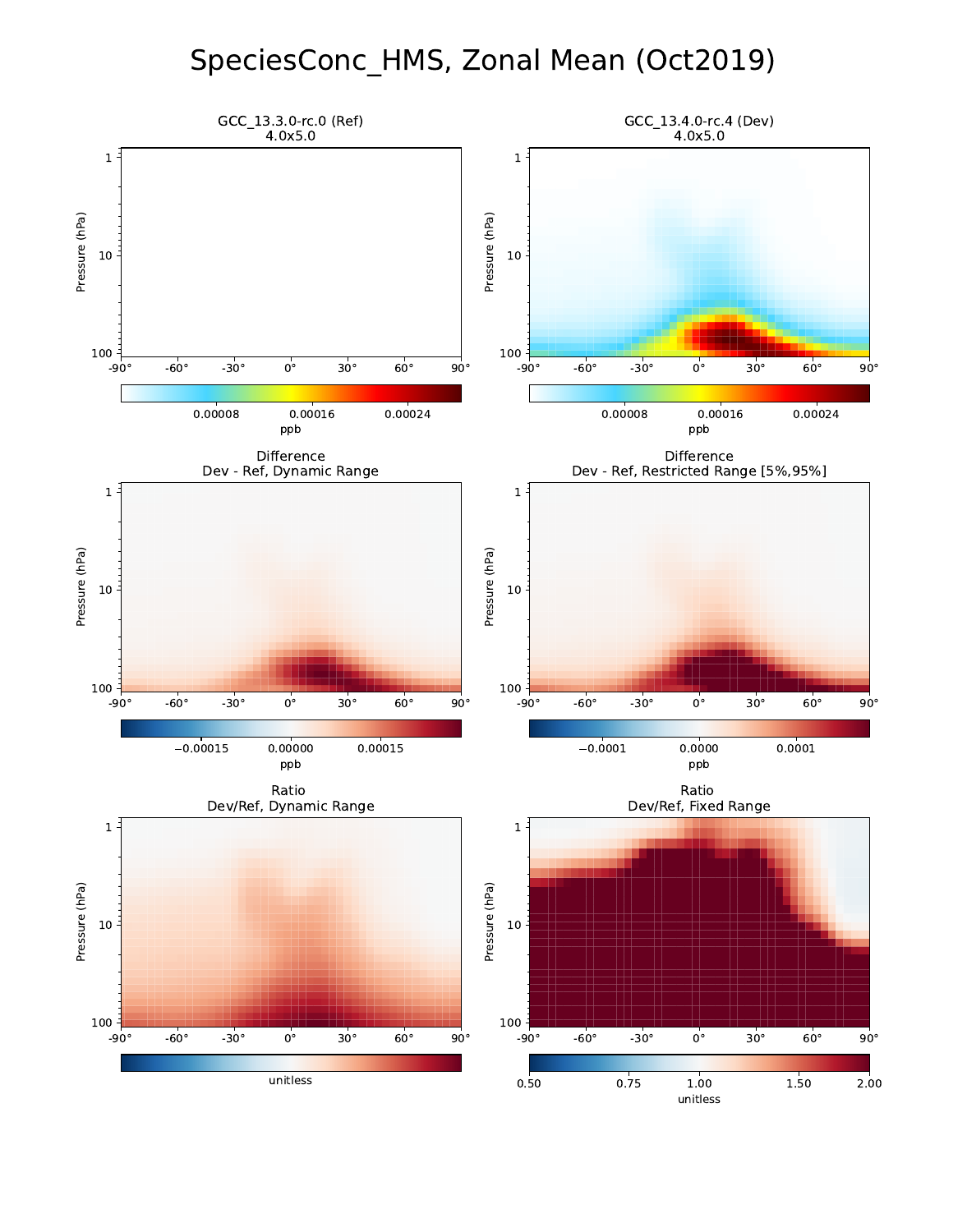# SpeciesConc_HMS, Zonal Mean (Oct2019)

GCC_13.3.0-rc.0 (Ref)
4.0x5.0

GCC_13.4.0-rc.4 (Dev)
4.0x5.0

Difference
Dev - Ref, Dynamic Range

Difference
Dev - Ref, Restricted Range [5%,95%]

Ratio
Dev/Ref, Dynamic Range

Ratio
Dev/Ref, Fixed Range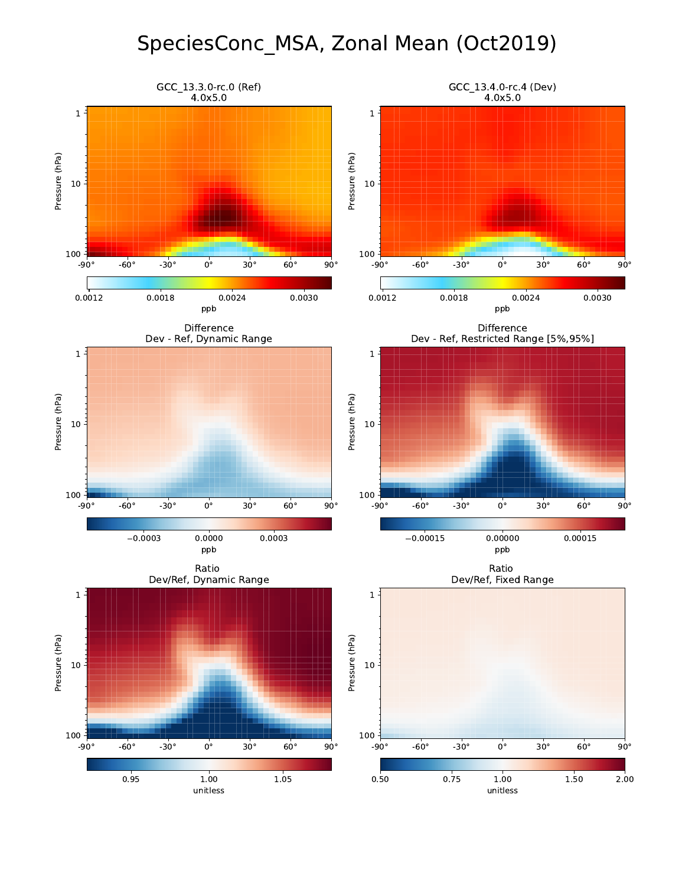# SpeciesConc_MSA, Zonal Mean (Oct2019)

GCC_13.3.0-rc.0 (Ref)
4.0x5.0

GCC_13.4.0-rc.4 (Dev)
4.0x5.0

Difference
Dev - Ref, Dynamic Range

Difference
Dev - Ref, Restricted Range [5%,95%]

Ratio
Dev/Ref, Dynamic Range

Ratio
Dev/Ref, Fixed Range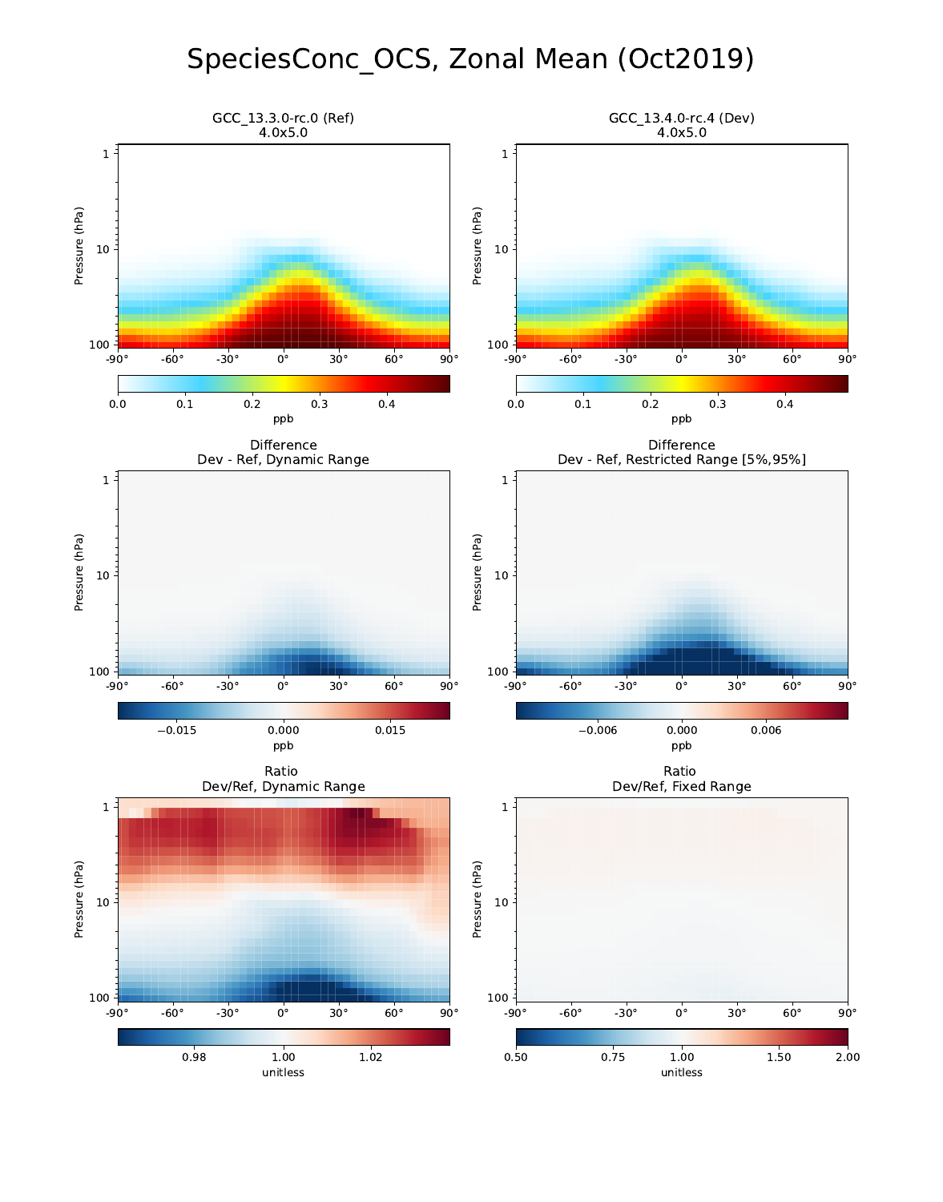# SpeciesConc_OCS, Zonal Mean (Oct2019)

GCC_13.3.0-rc.0 (Ref)
4.0x5.0

GCC_13.4.0-rc.4 (Dev)
4.0x5.0

Difference
Dev - Ref, Dynamic Range

Difference
Dev - Ref, Restricted Range [5%,95%]

Ratio
Dev/Ref, Dynamic Range

Ratio
Dev/Ref, Fixed Range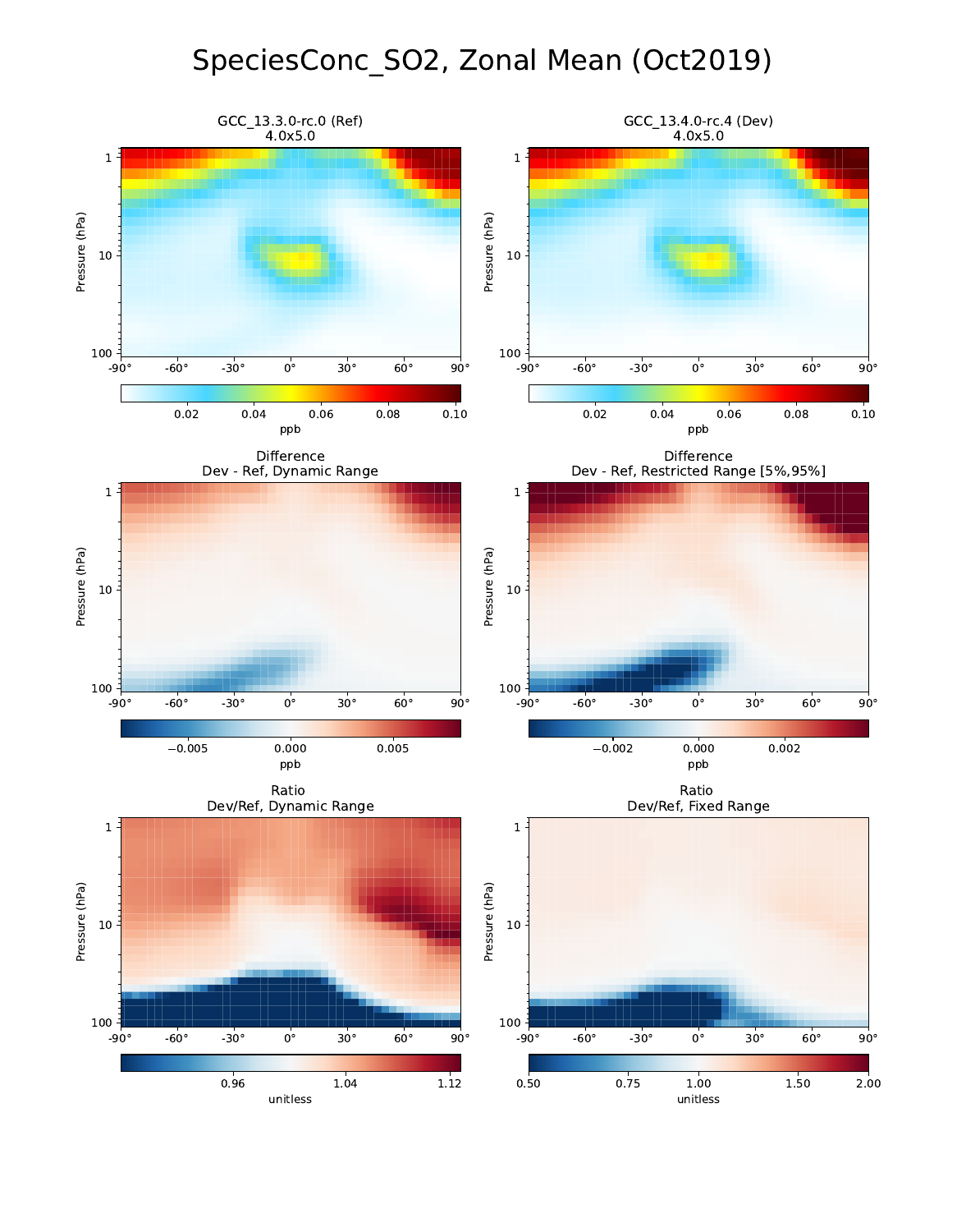# SpeciesConc_SO2, Zonal Mean (Oct2019)

GCC_13.3.0-rc.0 (Ref)
4.0x5.0

GCC_13.4.0-rc.4 (Dev)
4.0x5.0

Difference
Dev - Ref, Dynamic Range

Difference
Dev - Ref, Restricted Range [5%,95%]

Ratio
Dev/Ref, Dynamic Range

Ratio
Dev/Ref, Fixed Range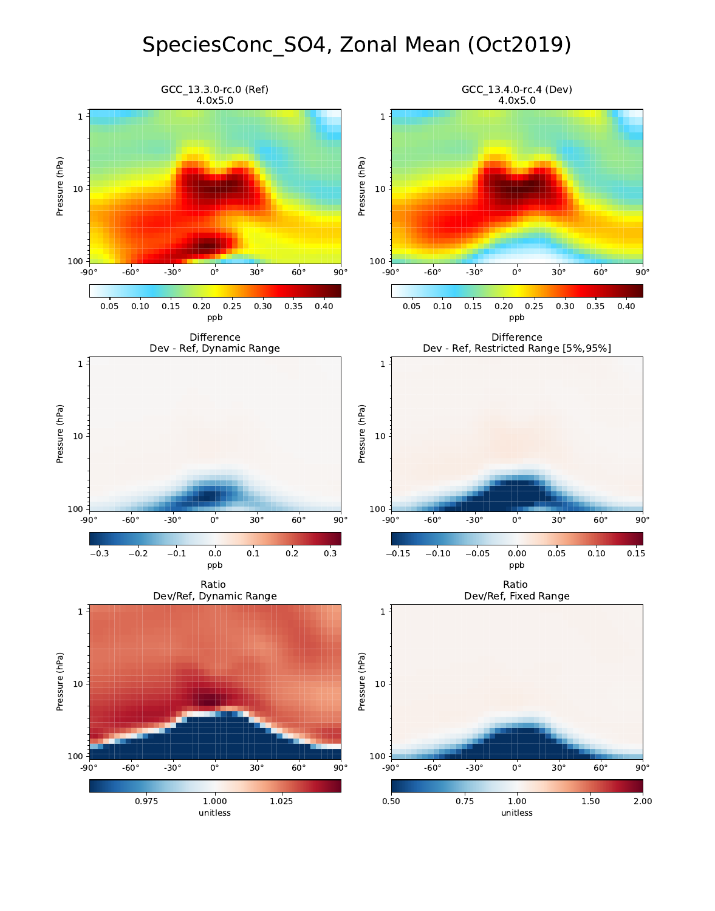# SpeciesConc_SO4, Zonal Mean (Oct2019)

GCC_13.3.0-rc.0 (Ref)
4.0x5.0

Pressure (hPa)
1
10
100
-90° -60° -30° 0° 30° 60° 90°
0.05 0.10 0.15 0.20 0.25 0.30 0.35 0.40
ppb

GCC_13.4.0-rc.4 (Dev)
4.0x5.0

Pressure (hPa)
1
10
100
-90° -60° -30° 0° 30° 60° 90°
0.05 0.10 0.15 0.20 0.25 0.30 0.35 0.40
ppb

Difference
Dev - Ref, Dynamic Range

Pressure (hPa)
1
10
100
-90° -60° -30° 0° 30° 60° 90°
−0.3 −0.2 −0.1 0.0 0.1 0.2 0.3
ppb

Difference
Dev - Ref, Restricted Range [5%,95%]

Pressure (hPa)
1
10
100
-90° -60° -30° 0° 30° 60° 90°
−0.15 −0.10 −0.05 0.00 0.05 0.10 0.15
ppb

Ratio
Dev/Ref, Dynamic Range

Pressure (hPa)
1
10
100
-90° -60° -30° 0° 30° 60° 90°
0.975 1.000 1.025
unitless

Ratio
Dev/Ref, Fixed Range

Pressure (hPa)
1
10
100
-90° -60° -30° 0° 30° 60° 90°
0.50 0.75 1.00 1.50 2.00
unitless